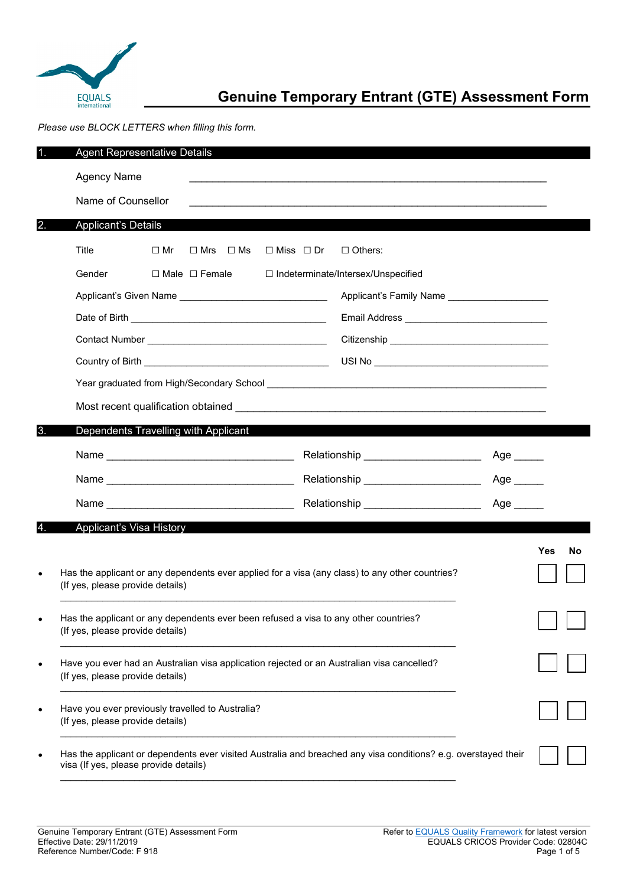EQUALS international

# Genuine Temporary Entrant (GTE) Assessment Form

*Please use BLOCK LETTERS when filling this form.*

## 1. Agent Representative Details

Agency Name ______________________________________________

Name of Counsellor ______________________________________________

## 2. Applicant's Details

Title ☐ Mr ☐ Mrs ☐ Ms ☐ Miss ☐ Dr ☐ Others:

Gender ☐ Male ☐ Female ☐ Indeterminate/Intersex/Unspecified

Applicant's Given Name ____________________ Applicant's Family Name ____________________

Date of Birth ____________________ Email Address ____________________

Contact Number ____________________ Citizenship ____________________

Country of Birth ____________________ USI No ____________________

Year graduated from High/Secondary School ______________________________________________

Most recent qualification obtained ______________________________________________

## 3. Dependents Travelling with Applicant

Name ____________________ Relationship ____________________ Age _____

Name ____________________ Relationship ____________________ Age _____

Name ____________________ Relationship ____________________ Age _____

## 4. Applicant's Visa History

| | Yes | No |
|---|---|---|
| • Has the applicant or any dependents ever applied for a visa (any class) to any other countries? (If yes, please provide details)<br>______________________________________________ | ☐ | ☐ |
| • Has the applicant or any dependents ever been refused a visa to any other countries? (If yes, please provide details)<br>______________________________________________ | ☐ | ☐ |
| • Have you ever had an Australian visa application rejected or an Australian visa cancelled? (If yes, please provide details)<br>______________________________________________ | ☐ | ☐ |
| • Have you ever previously travelled to Australia? (If yes, please provide details)<br>______________________________________________ | ☐ | ☐ |
| • Has the applicant or dependents ever visited Australia and breached any visa conditions? e.g. overstayed their visa (If yes, please provide details)<br>______________________________________________ | ☐ | ☐ |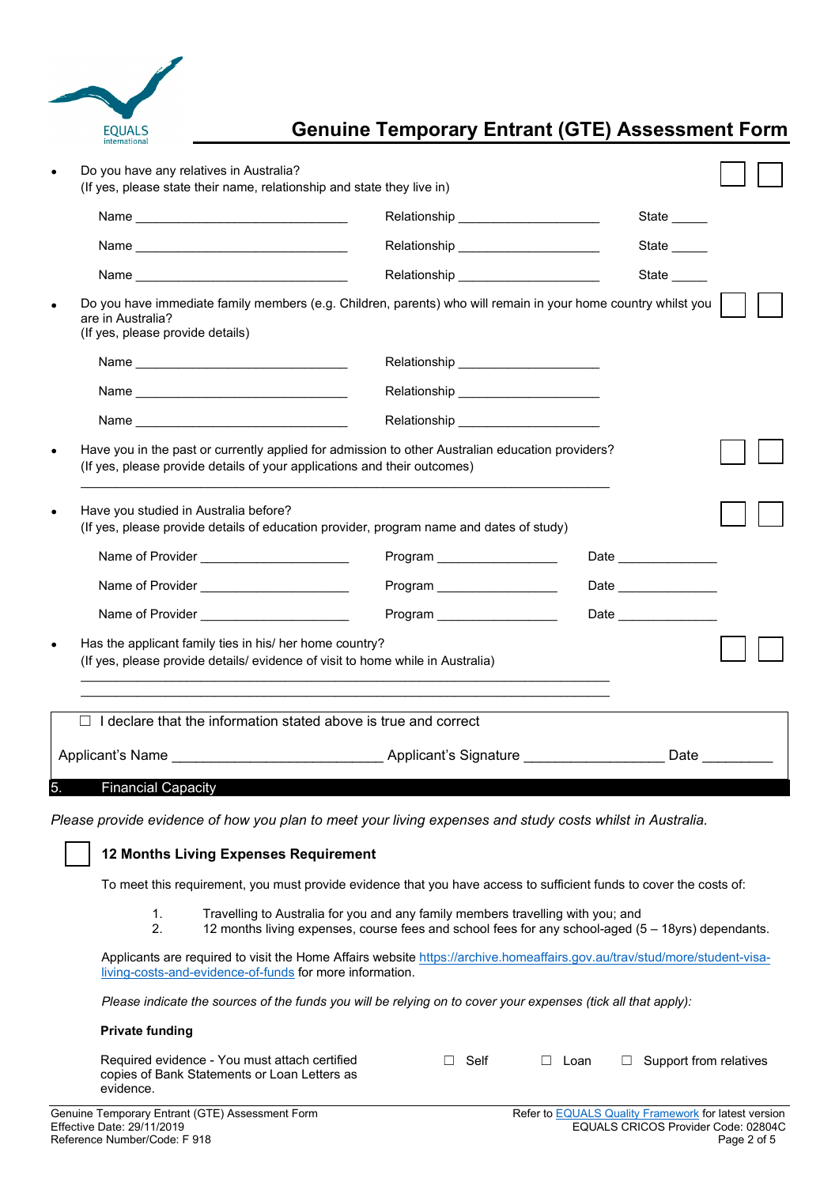# Genuine Temporary Entrant (GTE) Assessment Form

- Do you have any relatives in Australia? ☐ ☐
  (If yes, please state their name, relationship and state they live in)

  Name ______________________________ Relationship ____________________ State _____

  Name ______________________________ Relationship ____________________ State _____

  Name ______________________________ Relationship ____________________ State _____

- Do you have immediate family members (e.g. Children, parents) who will remain in your home country whilst you are in Australia? ☐ ☐
  (If yes, please provide details)

  Name ______________________________ Relationship ____________________

  Name ______________________________ Relationship ____________________

  Name ______________________________ Relationship ____________________

- Have you in the past or currently applied for admission to other Australian education providers? ☐ ☐
  (If yes, please provide details of your applications and their outcomes)

  ______________________________________________________________________________

- Have you studied in Australia before? ☐ ☐
  (If yes, please provide details of education provider, program name and dates of study)

  Name of Provider ____________________ Program _________________ Date ______________

  Name of Provider ____________________ Program _________________ Date ______________

  Name of Provider ____________________ Program _________________ Date ______________

- Has the applicant family ties in his/ her home country? ☐ ☐
  (If yes, please provide details/ evidence of visit to home while in Australia)

  ______________________________________________________________________________

  ______________________________________________________________________________

☐ I declare that the information stated above is true and correct

Applicant's Name ___________________________ Applicant's Signature __________________ Date _________

## 5. Financial Capacity

*Please provide evidence of how you plan to meet your living expenses and study costs whilst in Australia.*

☐ **12 Months Living Expenses Requirement**

To meet this requirement, you must provide evidence that you have access to sufficient funds to cover the costs of:

1. Travelling to Australia for you and any family members travelling with you; and
2. 12 months living expenses, course fees and school fees for any school-aged (5 – 18yrs) dependants.

Applicants are required to visit the Home Affairs website https://archive.homeaffairs.gov.au/trav/stud/more/student-visa-living-costs-and-evidence-of-funds for more information.

*Please indicate the sources of the funds you will be relying on to cover your expenses (tick all that apply):*

**Private funding**

Required evidence - You must attach certified copies of Bank Statements or Loan Letters as evidence.

☐ Self ☐ Loan ☐ Support from relatives

Genuine Temporary Entrant (GTE) Assessment Form
Effective Date: 29/11/2019
Reference Number/Code: F 918

Refer to EQUALS Quality Framework for latest version
EQUALS CRICOS Provider Code: 02804C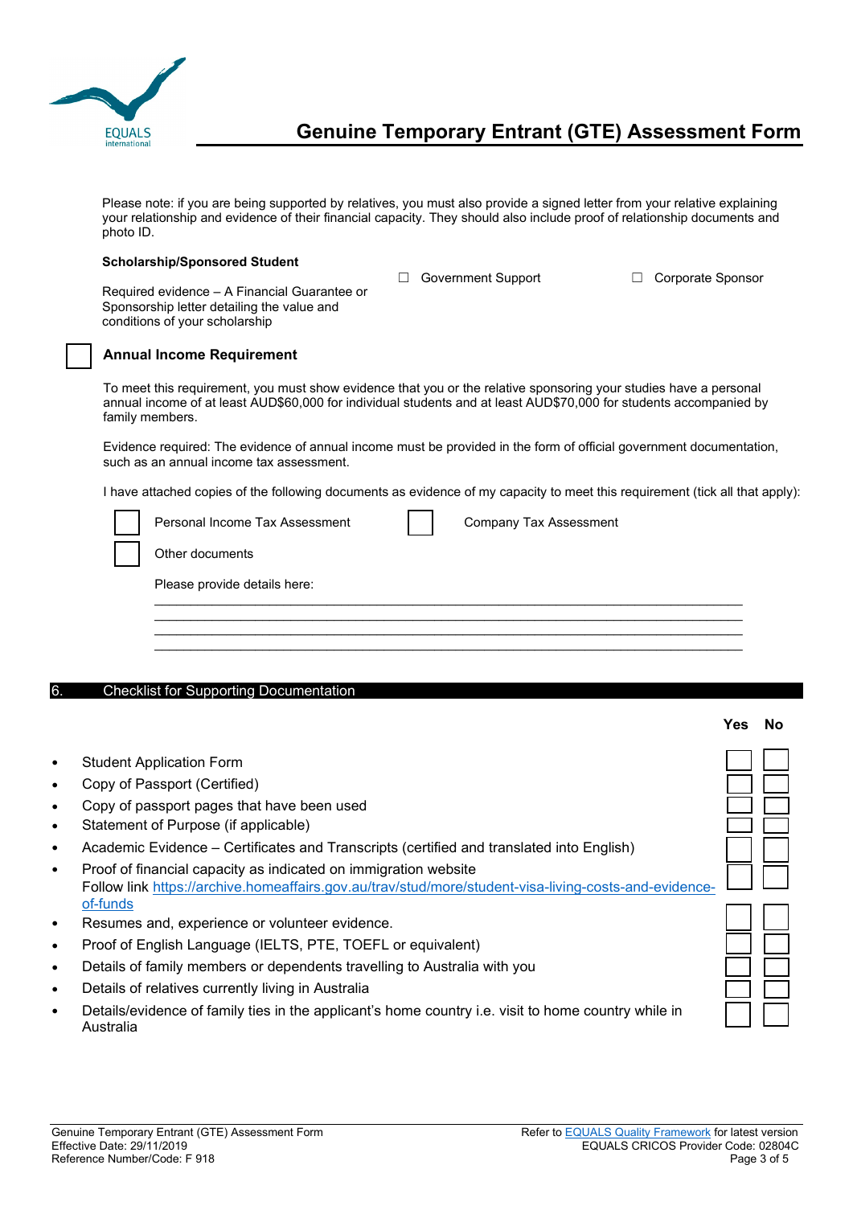Please note: if you are being supported by relatives, you must also provide a signed letter from your relative explaining your relationship and evidence of their financial capacity. They should also include proof of relationship documents and photo ID.

**Scholarship/Sponsored Student**

Required evidence – A Financial Guarantee or Sponsorship letter detailing the value and conditions of your scholarship

☐ Government Support ☐ Corporate Sponsor

☐ **Annual Income Requirement**

To meet this requirement, you must show evidence that you or the relative sponsoring your studies have a personal annual income of at least AUD$60,000 for individual students and at least AUD$70,000 for students accompanied by family members.

Evidence required: The evidence of annual income must be provided in the form of official government documentation, such as an annual income tax assessment.

I have attached copies of the following documents as evidence of my capacity to meet this requirement (tick all that apply):

☐ Personal Income Tax Assessment ☐ Company Tax Assessment

☐ Other documents

Please provide details here:

\_\_\_\_\_\_\_\_\_\_\_\_\_\_\_\_\_\_\_\_\_\_\_\_\_\_\_\_\_\_\_\_\_\_\_\_\_\_\_\_\_\_\_\_\_\_\_\_\_\_\_\_\_\_\_\_\_\_\_\_\_\_\_\_\_\_\_\_\_\_\_\_
\_\_\_\_\_\_\_\_\_\_\_\_\_\_\_\_\_\_\_\_\_\_\_\_\_\_\_\_\_\_\_\_\_\_\_\_\_\_\_\_\_\_\_\_\_\_\_\_\_\_\_\_\_\_\_\_\_\_\_\_\_\_\_\_\_\_\_\_\_\_\_\_
\_\_\_\_\_\_\_\_\_\_\_\_\_\_\_\_\_\_\_\_\_\_\_\_\_\_\_\_\_\_\_\_\_\_\_\_\_\_\_\_\_\_\_\_\_\_\_\_\_\_\_\_\_\_\_\_\_\_\_\_\_\_\_\_\_\_\_\_\_\_\_\_
\_\_\_\_\_\_\_\_\_\_\_\_\_\_\_\_\_\_\_\_\_\_\_\_\_\_\_\_\_\_\_\_\_\_\_\_\_\_\_\_\_\_\_\_\_\_\_\_\_\_\_\_\_\_\_\_\_\_\_\_\_\_\_\_\_\_\_\_\_\_\_\_

## 6. Checklist for Supporting Documentation

| | Yes | No |
|---|---|---|
| • Student Application Form | ☐ | ☐ |
| • Copy of Passport (Certified) | ☐ | ☐ |
| • Copy of passport pages that have been used | ☐ | ☐ |
| • Statement of Purpose (if applicable) | ☐ | ☐ |
| • Academic Evidence – Certificates and Transcripts (certified and translated into English) | ☐ | ☐ |
| • Proof of financial capacity as indicated on immigration website Follow link https://archive.homeaffairs.gov.au/trav/stud/more/student-visa-living-costs-and-evidence-of-funds | ☐ | ☐ |
| • Resumes and, experience or volunteer evidence. | ☐ | ☐ |
| • Proof of English Language (IELTS, PTE, TOEFL or equivalent) | ☐ | ☐ |
| • Details of family members or dependents travelling to Australia with you | ☐ | ☐ |
| • Details of relatives currently living in Australia | ☐ | ☐ |
| • Details/evidence of family ties in the applicant's home country i.e. visit to home country while in Australia | ☐ | ☐ |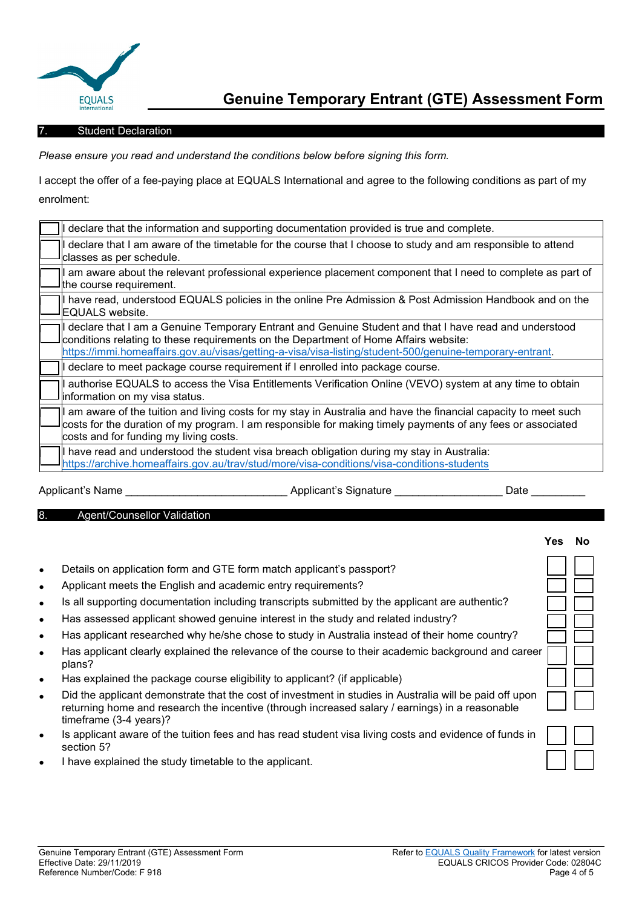# Genuine Temporary Entrant (GTE) Assessment Form

## 7. Student Declaration

*Please ensure you read and understand the conditions below before signing this form.*

I accept the offer of a fee-paying place at EQUALS International and agree to the following conditions as part of my enrolment:

| | |
|---|---|
| ☐ | I declare that the information and supporting documentation provided is true and complete. |
| ☐ | I declare that I am aware of the timetable for the course that I choose to study and am responsible to attend classes as per schedule. |
| ☐ | I am aware about the relevant professional experience placement component that I need to complete as part of the course requirement. |
| ☐ | I have read, understood EQUALS policies in the online Pre Admission & Post Admission Handbook and on the EQUALS website. |
| ☐ | I declare that I am a Genuine Temporary Entrant and Genuine Student and that I have read and understood conditions relating to these requirements on the Department of Home Affairs website: https://immi.homeaffairs.gov.au/visas/getting-a-visa/visa-listing/student-500/genuine-temporary-entrant. |
| ☐ | I declare to meet package course requirement if I enrolled into package course. |
| ☐ | I authorise EQUALS to access the Visa Entitlements Verification Online (VEVO) system at any time to obtain information on my visa status. |
| ☐ | I am aware of the tuition and living costs for my stay in Australia and have the financial capacity to meet such costs for the duration of my program. I am responsible for making timely payments of any fees or associated costs and for funding my living costs. |
| ☐ | I have read and understood the student visa breach obligation during my stay in Australia: https://archive.homeaffairs.gov.au/trav/stud/more/visa-conditions/visa-conditions-students |

Applicant's Name ___________________________ Applicant's Signature __________________ Date _________

## 8. Agent/Counsellor Validation

| | Yes | No |
|---|---|---|
| • Details on application form and GTE form match applicant's passport? | ☐ | ☐ |
| • Applicant meets the English and academic entry requirements? | ☐ | ☐ |
| • Is all supporting documentation including transcripts submitted by the applicant are authentic? | ☐ | ☐ |
| • Has assessed applicant showed genuine interest in the study and related industry? | ☐ | ☐ |
| • Has applicant researched why he/she chose to study in Australia instead of their home country? | ☐ | ☐ |
| • Has applicant clearly explained the relevance of the course to their academic background and career plans? | ☐ | ☐ |
| • Has explained the package course eligibility to applicant? (if applicable) | ☐ | ☐ |
| • Did the applicant demonstrate that the cost of investment in studies in Australia will be paid off upon returning home and research the incentive (through increased salary / earnings) in a reasonable timeframe (3-4 years)? | ☐ | ☐ |
| • Is applicant aware of the tuition fees and has read student visa living costs and evidence of funds in section 5? | ☐ | ☐ |
| • I have explained the study timetable to the applicant. | ☐ | ☐ |

Genuine Temporary Entrant (GTE) Assessment Form
Effective Date: 29/11/2019
Reference Number/Code: F 918

Refer to EQUALS Quality Framework for latest version
EQUALS CRICOS Provider Code: 02804C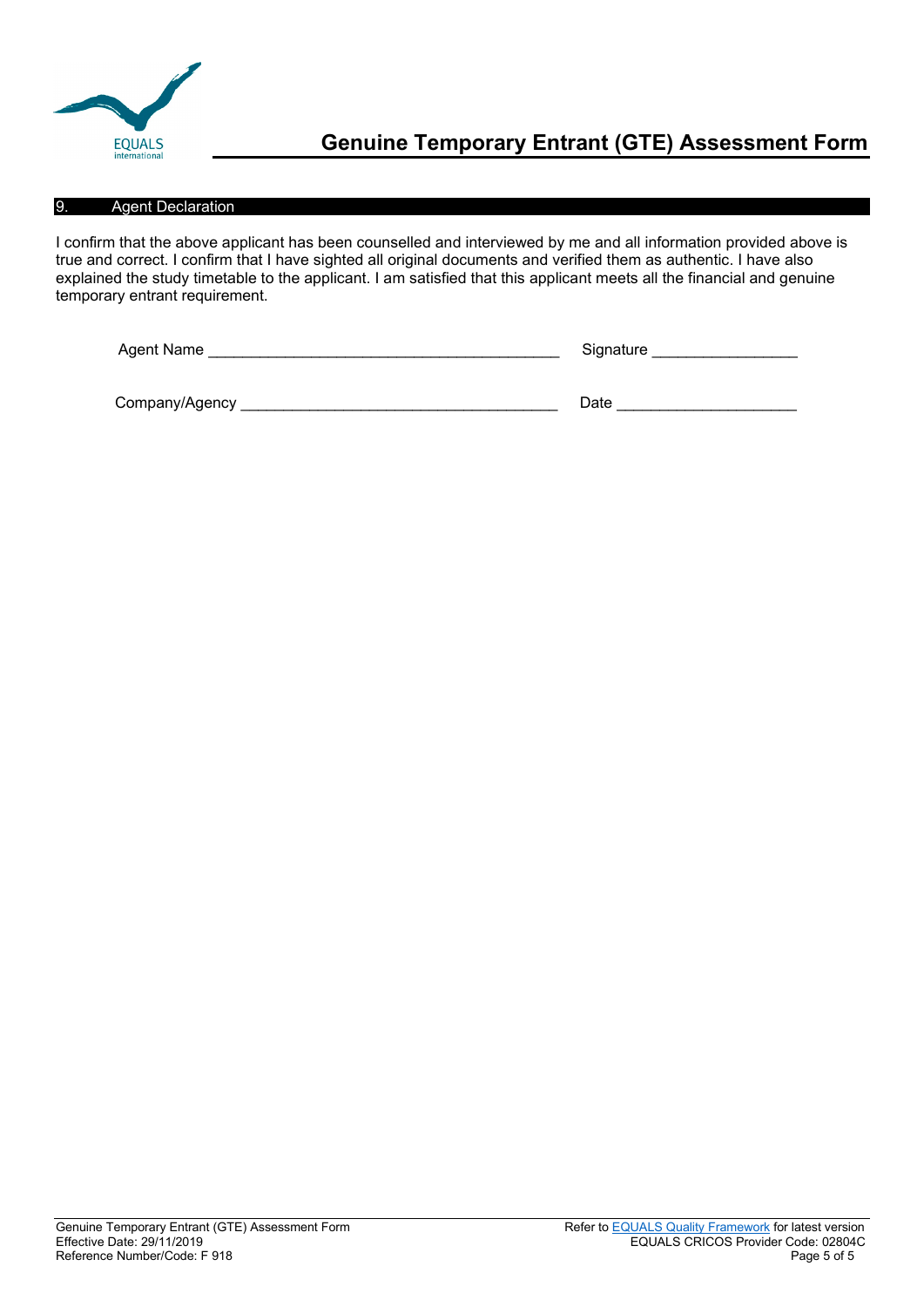## 9. Agent Declaration

I confirm that the above applicant has been counselled and interviewed by me and all information provided above is true and correct. I confirm that I have sighted all original documents and verified them as authentic. I have also explained the study timetable to the applicant. I am satisfied that this applicant meets all the financial and genuine temporary entrant requirement.

Agent Name ________________________________________ Signature ________________

Company/Agency ____________________________________ Date ____________________